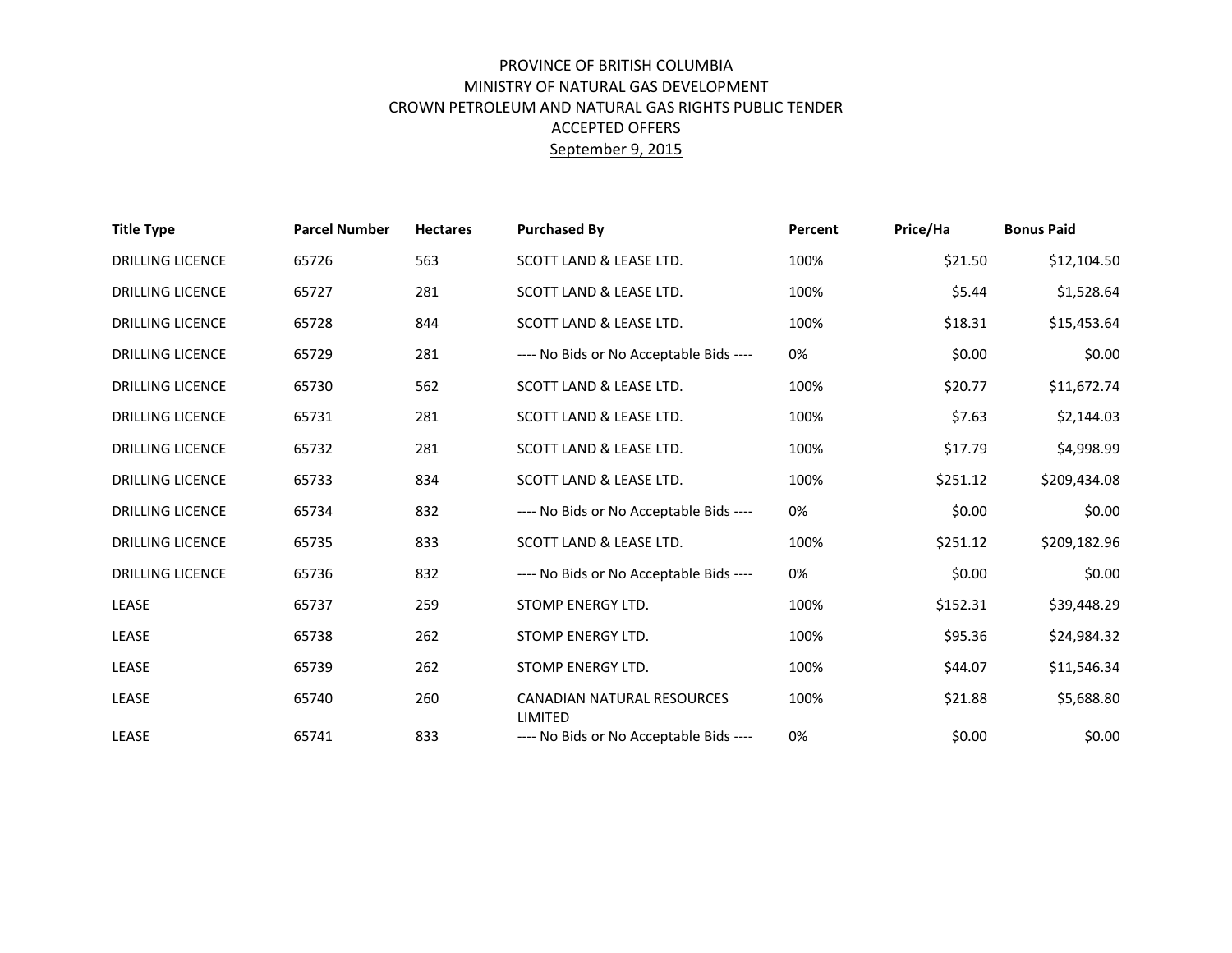PROVINCE OF BRITISH COLUMBIA
MINISTRY OF NATURAL GAS DEVELOPMENT
CROWN PETROLEUM AND NATURAL GAS RIGHTS PUBLIC TENDER
ACCEPTED OFFERS
September 9, 2015

| Title Type | Parcel Number | Hectares | Purchased By | Percent | Price/Ha | Bonus Paid |
|---|---|---|---|---|---|---|
| DRILLING LICENCE | 65726 | 563 | SCOTT LAND & LEASE LTD. | 100% | $21.50 | $12,104.50 |
| DRILLING LICENCE | 65727 | 281 | SCOTT LAND & LEASE LTD. | 100% | $5.44 | $1,528.64 |
| DRILLING LICENCE | 65728 | 844 | SCOTT LAND & LEASE LTD. | 100% | $18.31 | $15,453.64 |
| DRILLING LICENCE | 65729 | 281 | ---- No Bids or No Acceptable Bids ---- | 0% | $0.00 | $0.00 |
| DRILLING LICENCE | 65730 | 562 | SCOTT LAND & LEASE LTD. | 100% | $20.77 | $11,672.74 |
| DRILLING LICENCE | 65731 | 281 | SCOTT LAND & LEASE LTD. | 100% | $7.63 | $2,144.03 |
| DRILLING LICENCE | 65732 | 281 | SCOTT LAND & LEASE LTD. | 100% | $17.79 | $4,998.99 |
| DRILLING LICENCE | 65733 | 834 | SCOTT LAND & LEASE LTD. | 100% | $251.12 | $209,434.08 |
| DRILLING LICENCE | 65734 | 832 | ---- No Bids or No Acceptable Bids ---- | 0% | $0.00 | $0.00 |
| DRILLING LICENCE | 65735 | 833 | SCOTT LAND & LEASE LTD. | 100% | $251.12 | $209,182.96 |
| DRILLING LICENCE | 65736 | 832 | ---- No Bids or No Acceptable Bids ---- | 0% | $0.00 | $0.00 |
| LEASE | 65737 | 259 | STOMP ENERGY LTD. | 100% | $152.31 | $39,448.29 |
| LEASE | 65738 | 262 | STOMP ENERGY LTD. | 100% | $95.36 | $24,984.32 |
| LEASE | 65739 | 262 | STOMP ENERGY LTD. | 100% | $44.07 | $11,546.34 |
| LEASE | 65740 | 260 | CANADIAN NATURAL RESOURCES LIMITED | 100% | $21.88 | $5,688.80 |
| LEASE | 65741 | 833 | ---- No Bids or No Acceptable Bids ---- | 0% | $0.00 | $0.00 |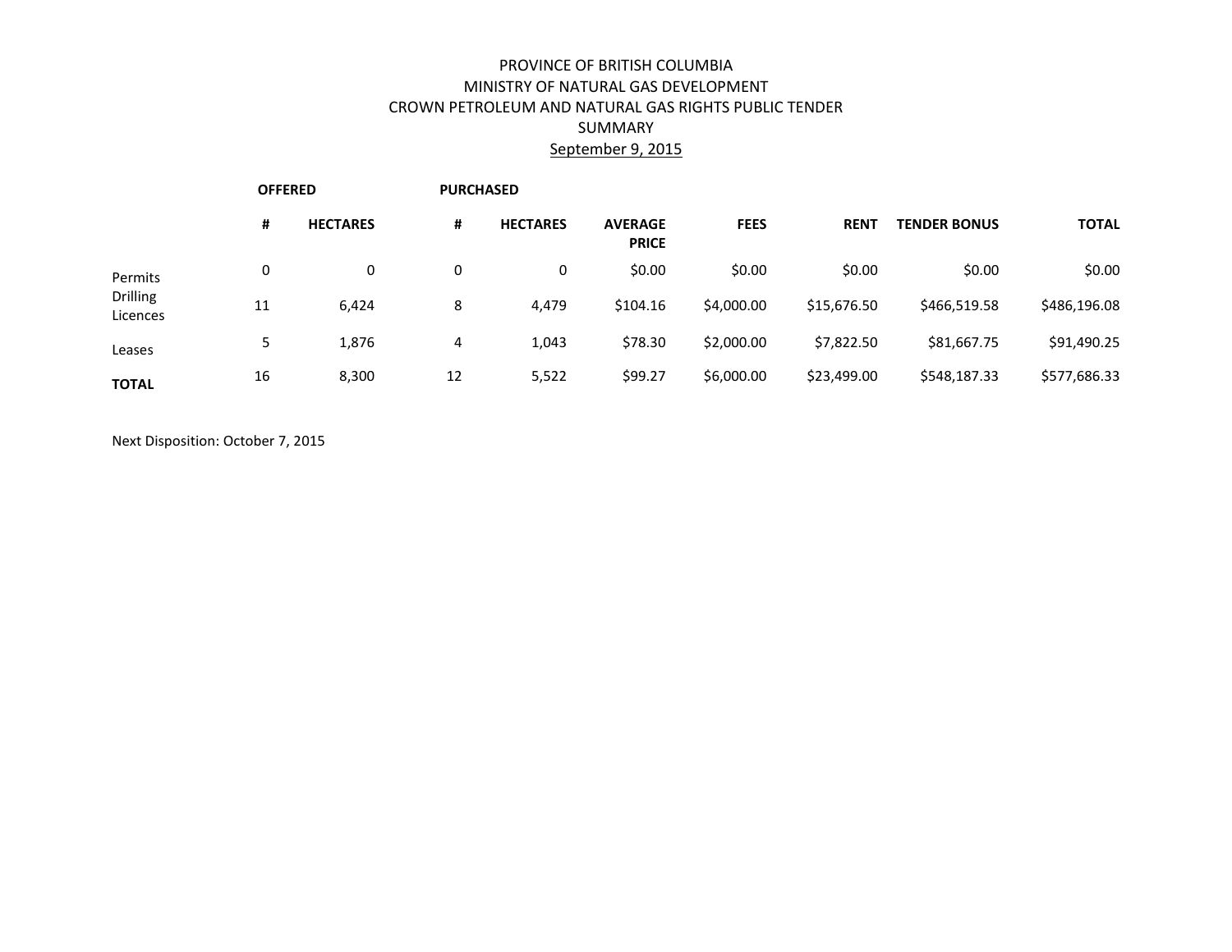PROVINCE OF BRITISH COLUMBIA
MINISTRY OF NATURAL GAS DEVELOPMENT
CROWN PETROLEUM AND NATURAL GAS RIGHTS PUBLIC TENDER
SUMMARY
September 9, 2015

| | **OFFERED** | | **PURCHASED** | | | | | | |
|---|---|---|---|---|---|---|---|---|---|
| | **#** | **HECTARES** | **#** | **HECTARES** | **AVERAGE PRICE** | **FEES** | **RENT** | **TENDER BONUS** | **TOTAL** |
| Permits | 0 | 0 | 0 | 0 | $0.00 | $0.00 | $0.00 | $0.00 | $0.00 |
| Drilling Licences | 11 | 6,424 | 8 | 4,479 | $104.16 | $4,000.00 | $15,676.50 | $466,519.58 | $486,196.08 |
| Leases | 5 | 1,876 | 4 | 1,043 | $78.30 | $2,000.00 | $7,822.50 | $81,667.75 | $91,490.25 |
| **TOTAL** | 16 | 8,300 | 12 | 5,522 | $99.27 | $6,000.00 | $23,499.00 | $548,187.33 | $577,686.33 |

Next Disposition: October 7, 2015